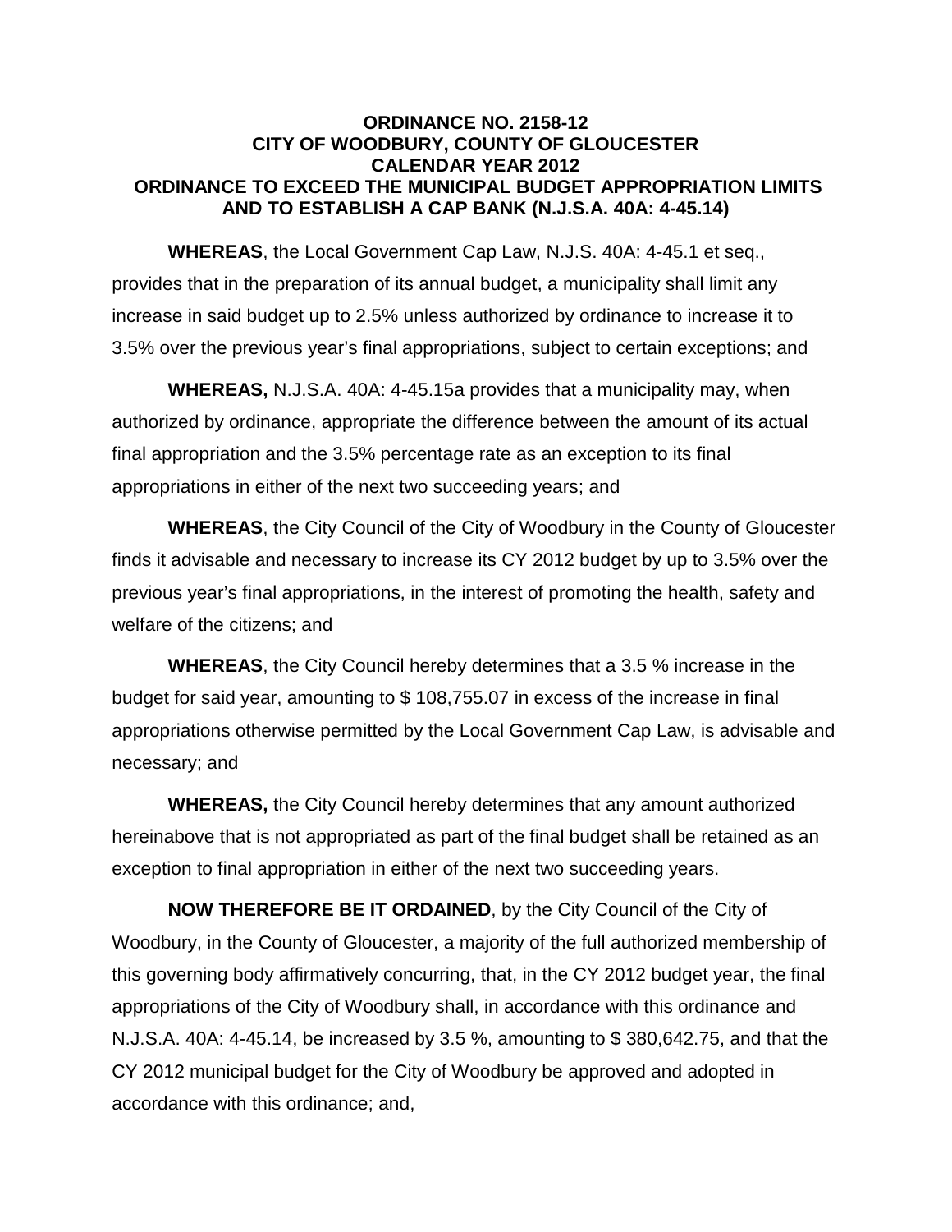**ORDINANCE NO. 2158-12**
**CITY OF WOODBURY, COUNTY OF GLOUCESTER**
**CALENDAR YEAR 2012**
**ORDINANCE TO EXCEED THE MUNICIPAL BUDGET APPROPRIATION LIMITS AND TO ESTABLISH A CAP BANK (N.J.S.A. 40A: 4-45.14)**

**WHEREAS**, the Local Government Cap Law, N.J.S. 40A: 4-45.1 et seq., provides that in the preparation of its annual budget, a municipality shall limit any increase in said budget up to 2.5% unless authorized by ordinance to increase it to 3.5% over the previous year's final appropriations, subject to certain exceptions; and

**WHEREAS,** N.J.S.A. 40A: 4-45.15a provides that a municipality may, when authorized by ordinance, appropriate the difference between the amount of its actual final appropriation and the 3.5% percentage rate as an exception to its final appropriations in either of the next two succeeding years; and

**WHEREAS**, the City Council of the City of Woodbury in the County of Gloucester finds it advisable and necessary to increase its CY 2012 budget by up to 3.5% over the previous year's final appropriations, in the interest of promoting the health, safety and welfare of the citizens; and

**WHEREAS**, the City Council hereby determines that a 3.5 % increase in the budget for said year, amounting to $ 108,755.07 in excess of the increase in final appropriations otherwise permitted by the Local Government Cap Law, is advisable and necessary; and

**WHEREAS,** the City Council hereby determines that any amount authorized hereinabove that is not appropriated as part of the final budget shall be retained as an exception to final appropriation in either of the next two succeeding years.

**NOW THEREFORE BE IT ORDAINED**, by the City Council of the City of Woodbury, in the County of Gloucester, a majority of the full authorized membership of this governing body affirmatively concurring, that, in the CY 2012 budget year, the final appropriations of the City of Woodbury shall, in accordance with this ordinance and N.J.S.A. 40A: 4-45.14, be increased by 3.5 %, amounting to $ 380,642.75, and that the CY 2012 municipal budget for the City of Woodbury be approved and adopted in accordance with this ordinance; and,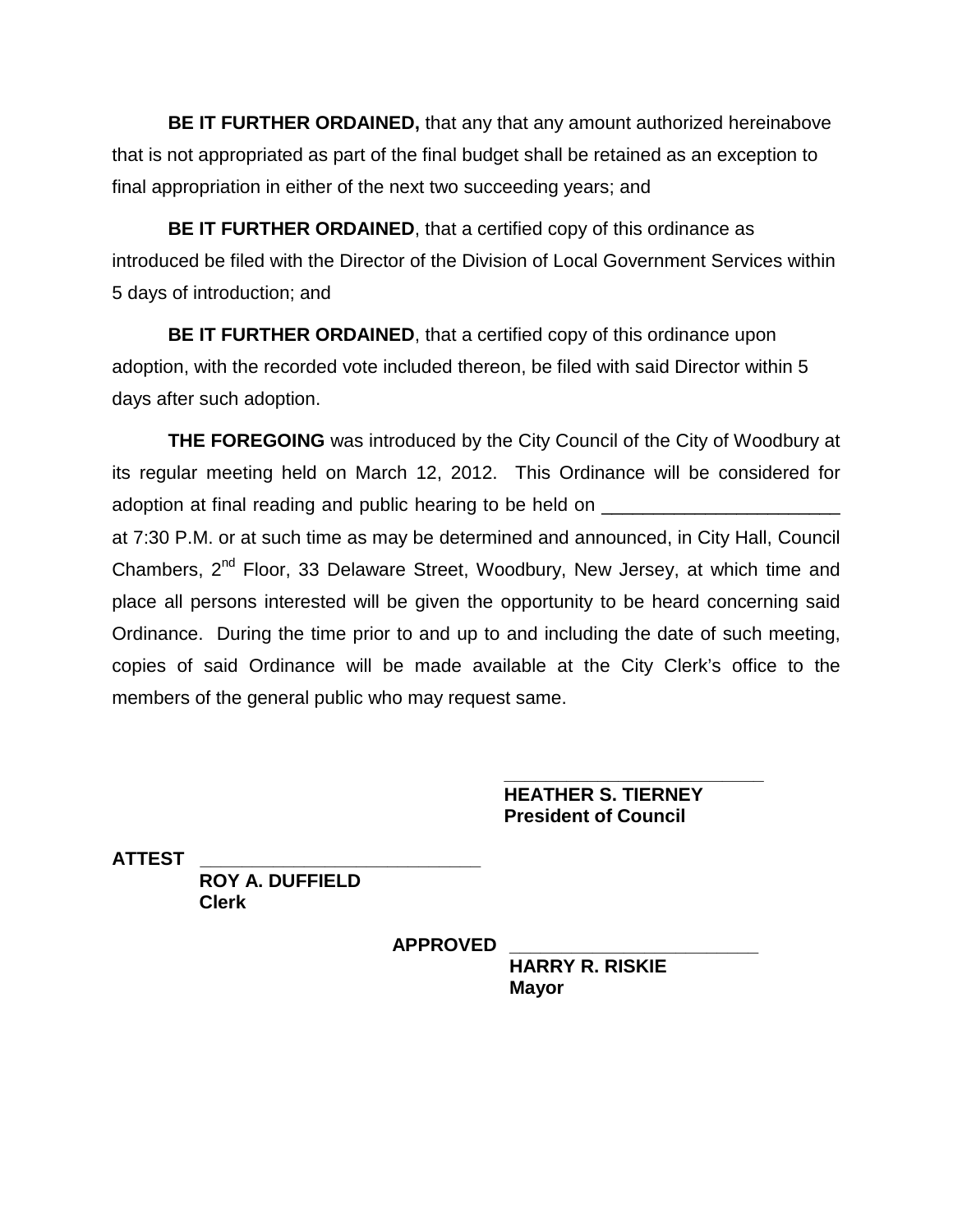**BE IT FURTHER ORDAINED,** that any that any amount authorized hereinabove that is not appropriated as part of the final budget shall be retained as an exception to final appropriation in either of the next two succeeding years; and

**BE IT FURTHER ORDAINED**, that a certified copy of this ordinance as introduced be filed with the Director of the Division of Local Government Services within 5 days of introduction; and

**BE IT FURTHER ORDAINED**, that a certified copy of this ordinance upon adoption, with the recorded vote included thereon, be filed with said Director within 5 days after such adoption.

**THE FOREGOING** was introduced by the City Council of the City of Woodbury at its regular meeting held on March 12, 2012. This Ordinance will be considered for adoption at final reading and public hearing to be held on _______________________ at 7:30 P.M. or at such time as may be determined and announced, in City Hall, Council Chambers, 2nd Floor, 33 Delaware Street, Woodbury, New Jersey, at which time and place all persons interested will be given the opportunity to be heard concerning said Ordinance. During the time prior to and up to and including the date of such meeting, copies of said Ordinance will be made available at the City Clerk's office to the members of the general public who may request same.

_________________________
**HEATHER S. TIERNEY**
**President of Council**

**ATTEST** ___________________________
**ROY A. DUFFIELD**
**Clerk**

**APPROVED** ________________________
**HARRY R. RISKIE**
**Mayor**